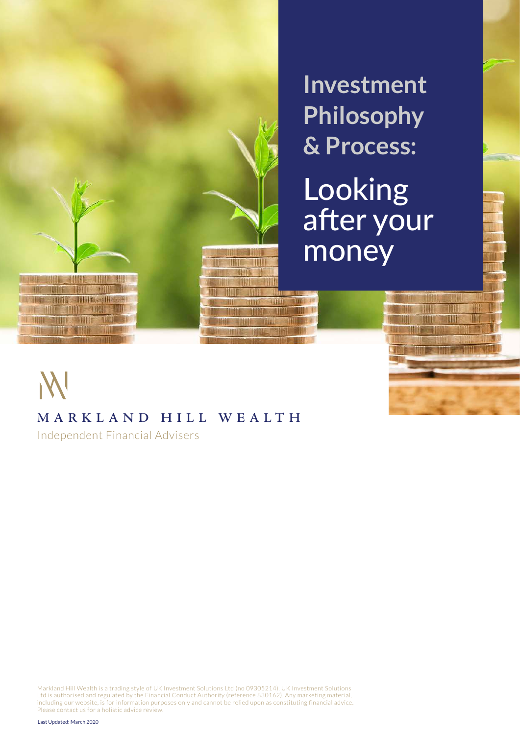# Investment Philosophy & Process:

## Looking after your money

MARKLAND HILL WEALTH

Independent Financial Advisers

Markland Hill Wealth is a trading style of UK Investment Solutions Ltd (no 09305214). UK Investment Solutions Ltd is authorised and regulated by the Financial Conduct Authority (reference 830162). Any marketing material, including our website, is for information purposes only and cannot be relied upon as constituting financial advice. Please contact us for a holistic advice review.

Last Updated: March 2020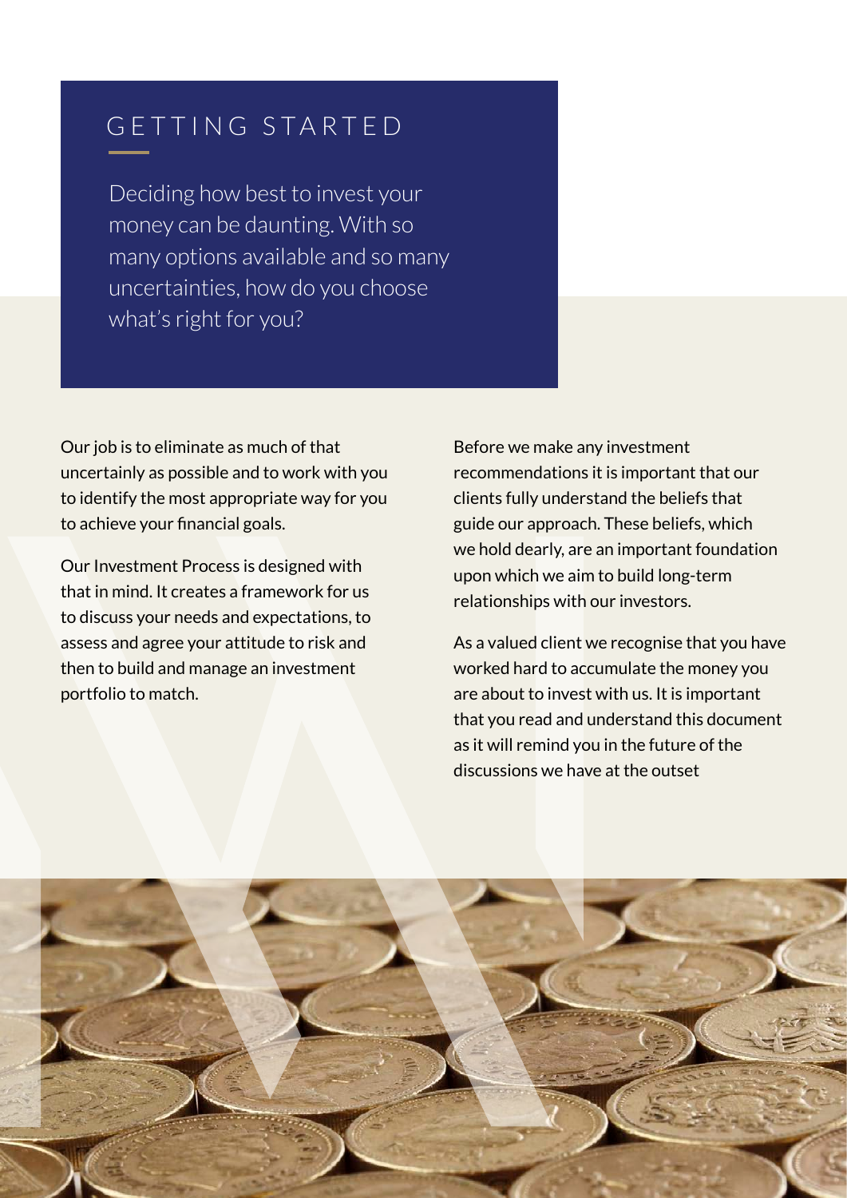# GETTING STARTED

Deciding how best to invest your money can be daunting. With so many options available and so many uncertainties, how do you choose what's right for you?

Our job is to eliminate as much of that uncertainly as possible and to work with you to identify the most appropriate way for you to achieve your financial goals.

Our Investment Process is designed with that in mind. It creates a framework for us to discuss your needs and expectations, to assess and agree your attitude to risk and then to build and manage an investment portfolio to match.

Before we make any investment recommendations it is important that our clients fully understand the beliefs that guide our approach. These beliefs, which we hold dearly, are an important foundation upon which we aim to build long-term relationships with our investors.

As a valued client we recognise that you have worked hard to accumulate the money you are about to invest with us. It is important that you read and understand this document as it will remind you in the future of the discussions we have at the outset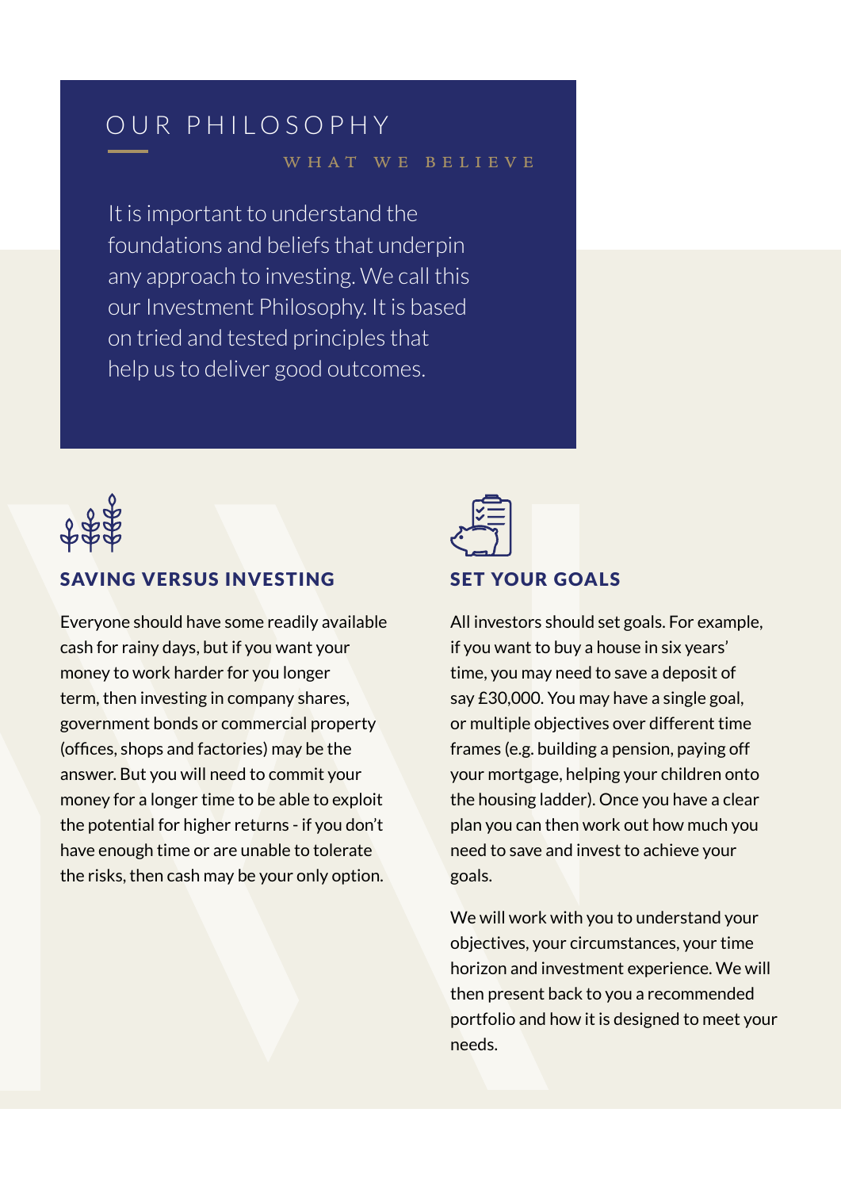# OUR PHILOSOPHY

WHAT WE BELIEVE

It is important to understand the foundations and beliefs that underpin any approach to investing. We call this our Investment Philosophy. It is based on tried and tested principles that help us to deliver good outcomes.

## SAVING VERSUS INVESTING

Everyone should have some readily available cash for rainy days, but if you want your money to work harder for you longer term, then investing in company shares, government bonds or commercial property (offices, shops and factories) may be the answer. But you will need to commit your money for a longer time to be able to exploit the potential for higher returns - if you don't have enough time or are unable to tolerate the risks, then cash may be your only option.

## SET YOUR GOALS

All investors should set goals. For example, if you want to buy a house in six years' time, you may need to save a deposit of say £30,000. You may have a single goal, or multiple objectives over different time frames (e.g. building a pension, paying off your mortgage, helping your children onto the housing ladder). Once you have a clear plan you can then work out how much you need to save and invest to achieve your goals.

We will work with you to understand your objectives, your circumstances, your time horizon and investment experience. We will then present back to you a recommended portfolio and how it is designed to meet your needs.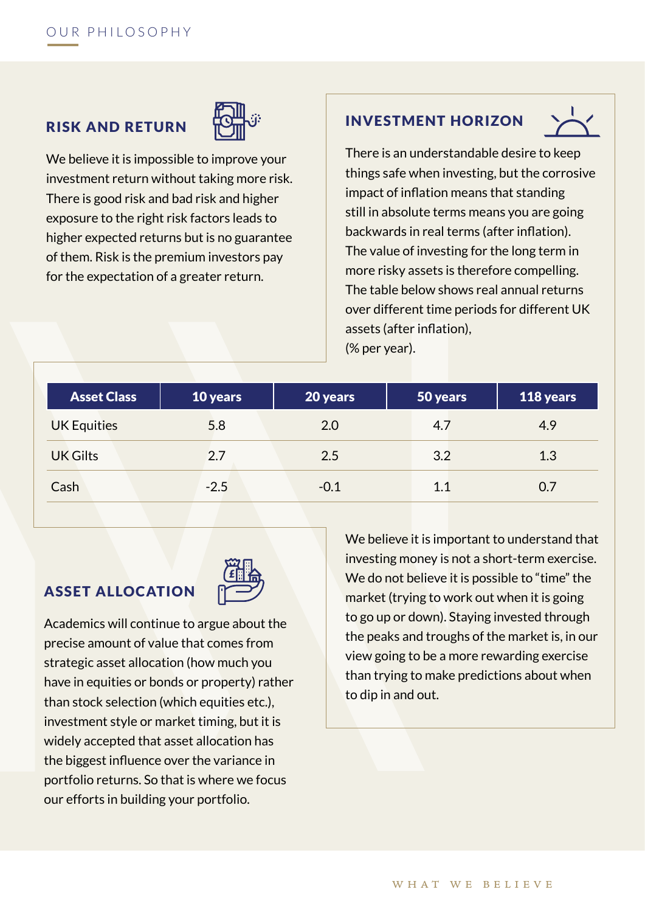# OUR PHILOSOPHY

## RISK AND RETURN

We believe it is impossible to improve your investment return without taking more risk. There is good risk and bad risk and higher exposure to the right risk factors leads to higher expected returns but is no guarantee of them. Risk is the premium investors pay for the expectation of a greater return.

## INVESTMENT HORIZON

There is an understandable desire to keep things safe when investing, but the corrosive impact of inflation means that standing still in absolute terms means you are going backwards in real terms (after inflation). The value of investing for the long term in more risky assets is therefore compelling. The table below shows real annual returns over different time periods for different UK assets (after inflation), (% per year).

| Asset Class | 10 years | 20 years | 50 years | 118 years |
|---|---|---|---|---|
| UK Equities | 5.8 | 2.0 | 4.7 | 4.9 |
| UK Gilts | 2.7 | 2.5 | 3.2 | 1.3 |
| Cash | -2.5 | -0.1 | 1.1 | 0.7 |

We believe it is important to understand that investing money is not a short-term exercise. We do not believe it is possible to "time" the market (trying to work out when it is going to go up or down). Staying invested through the peaks and troughs of the market is, in our view going to be a more rewarding exercise than trying to make predictions about when to dip in and out.

## ASSET ALLOCATION

Academics will continue to argue about the precise amount of value that comes from strategic asset allocation (how much you have in equities or bonds or property) rather than stock selection (which equities etc.), investment style or market timing, but it is widely accepted that asset allocation has the biggest influence over the variance in portfolio returns. So that is where we focus our efforts in building your portfolio.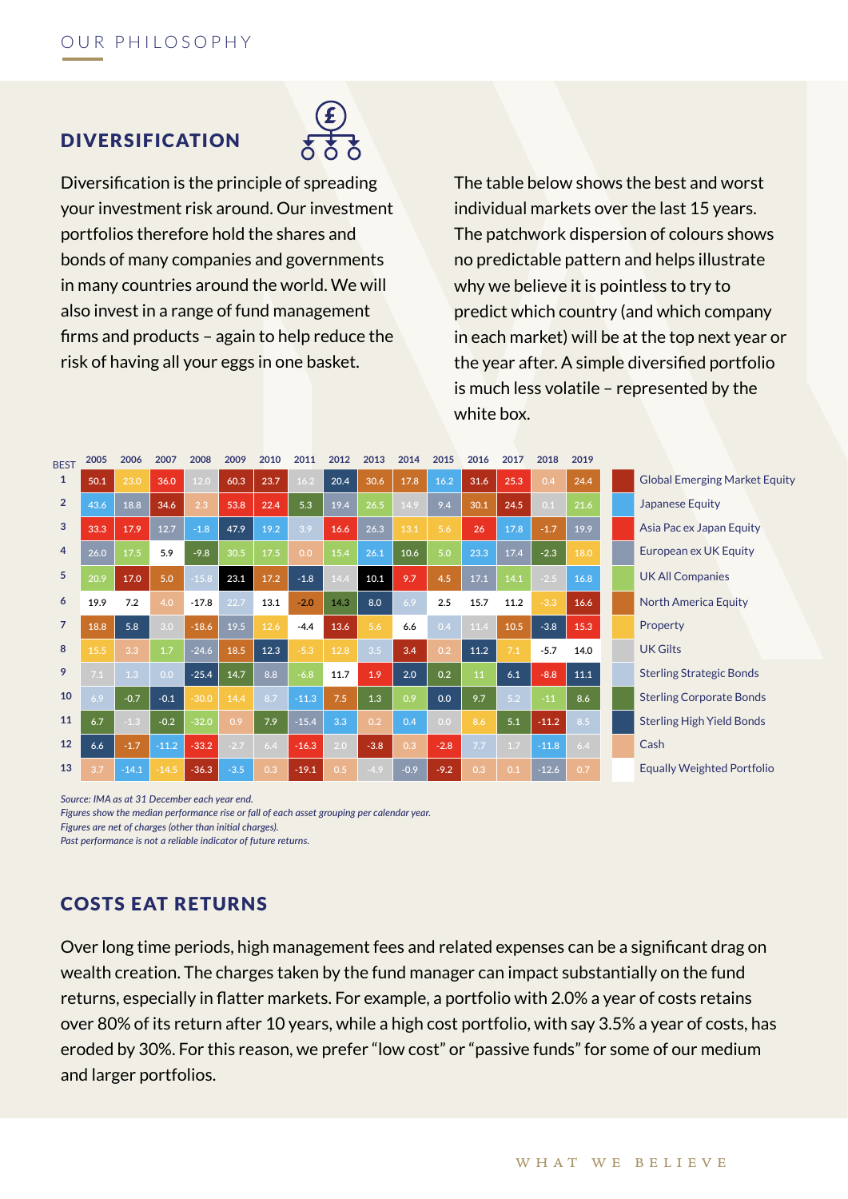## DIVERSIFICATION

Diversification is the principle of spreading your investment risk around. Our investment portfolios therefore hold the shares and bonds of many companies and governments in many countries around the world. We will also invest in a range of fund management firms and products – again to help reduce the risk of having all your eggs in one basket.

The table below shows the best and worst individual markets over the last 15 years. The patchwork dispersion of colours shows no predictable pattern and helps illustrate why we believe it is pointless to try to predict which country (and which company in each market) will be at the top next year or the year after. A simple diversified portfolio is much less volatile – represented by the white box.

| BEST | 2005 | 2006 | 2007 | 2008 | 2009 | 2010 | 2011 | 2012 | 2013 | 2014 | 2015 | 2016 | 2017 | 2018 | 2019 |
|---|---|---|---|---|---|---|---|---|---|---|---|---|---|---|---|
| 1 | 50.1 | 23.0 | 36.0 | 12.0 | 60.3 | 23.7 | 16.2 | 20.4 | 30.6 | 17.8 | 16.2 | 31.6 | 25.3 | 0.4 | 24.4 |
| 2 | 43.6 | 18.8 | 34.6 | 2.3 | 53.8 | 22.4 | 5.3 | 19.4 | 26.5 | 14.9 | 9.4 | 30.1 | 24.5 | 0.1 | 21.6 |
| 3 | 33.3 | 17.9 | 12.7 | -1.8 | 47.9 | 19.2 | 3.9 | 16.6 | 26.3 | 13.1 | 5.6 | 26 | 17.8 | -1.7 | 19.9 |
| 4 | 26.0 | 17.5 | 5.9 | -9.8 | 30.5 | 17.5 | 0.0 | 15.4 | 26.1 | 10.6 | 5.0 | 23.3 | 17.4 | -2.3 | 18.0 |
| 5 | 20.9 | 17.0 | 5.0 | -15.8 | 23.1 | 17.2 | -1.8 | 14.4 | 10.1 | 9.7 | 4.5 | 17.1 | 14.1 | -2.5 | 16.8 |
| 6 | 19.9 | 7.2 | 4.0 | -17.8 | 22.7 | 13.1 | -2.0 | 14.3 | 8.0 | 6.9 | 2.5 | 15.7 | 11.2 | -3.3 | 16.6 |
| 7 | 18.8 | 5.8 | 3.0 | -18.6 | 19.5 | 12.6 | -4.4 | 13.6 | 5.6 | 6.6 | 0.4 | 11.4 | 10.5 | -3.8 | 15.3 |
| 8 | 15.5 | 3.3 | 1.7 | -24.6 | 18.5 | 12.3 | -5.3 | 12.8 | 3.5 | 3.4 | 0.2 | 11.2 | 7.1 | -5.7 | 14.0 |
| 9 | 7.1 | 1.3 | 0.0 | -25.4 | 14.7 | 8.8 | -6.8 | 11.7 | 1.9 | 2.0 | 0.2 | 11 | 6.1 | -8.8 | 11.1 |
| 10 | 6.9 | -0.7 | -0.1 | -30.0 | 14.4 | 8.7 | -11.3 | 7.5 | 1.3 | 0.9 | 0.0 | 9.7 | 5.2 | -11 | 8.6 |
| 11 | 6.7 | -1.3 | -0.2 | -32.0 | 0.9 | 7.9 | -15.4 | 3.3 | 0.2 | 0.4 | 0.0 | 8.6 | 5.1 | -11.2 | 8.5 |
| 12 | 6.6 | -1.7 | -11.2 | -33.2 | -2.7 | 6.4 | -16.3 | 2.0 | -3.8 | 0.3 | -2.8 | 7.7 | 1.7 | -11.8 | 6.4 |
| 13 | 3.7 | -14.1 | -14.5 | -36.3 | -3.5 | 0.3 | -19.1 | 0.5 | -4.9 | -0.9 | -9.2 | 0.3 | 0.1 | -12.6 | 0.7 |

Key:
- Global Emerging Market Equity
- Japanese Equity
- Asia Pac ex Japan Equity
- European ex UK Equity
- UK All Companies
- North America Equity
- Property
- UK Gilts
- Sterling Strategic Bonds
- Sterling Corporate Bonds
- Sterling High Yield Bonds
- Cash
- Equally Weighted Portfolio

*Source: IMA as at 31 December each year end.*
*Figures show the median performance rise or fall of each asset grouping per calendar year.*
*Figures are net of charges (other than initial charges).*
*Past performance is not a reliable indicator of future returns.*

## COSTS EAT RETURNS

Over long time periods, high management fees and related expenses can be a significant drag on wealth creation. The charges taken by the fund manager can impact substantially on the fund returns, especially in flatter markets. For example, a portfolio with 2.0% a year of costs retains over 80% of its return after 10 years, while a high cost portfolio, with say 3.5% a year of costs, has eroded by 30%. For this reason, we prefer "low cost" or "passive funds" for some of our medium and larger portfolios.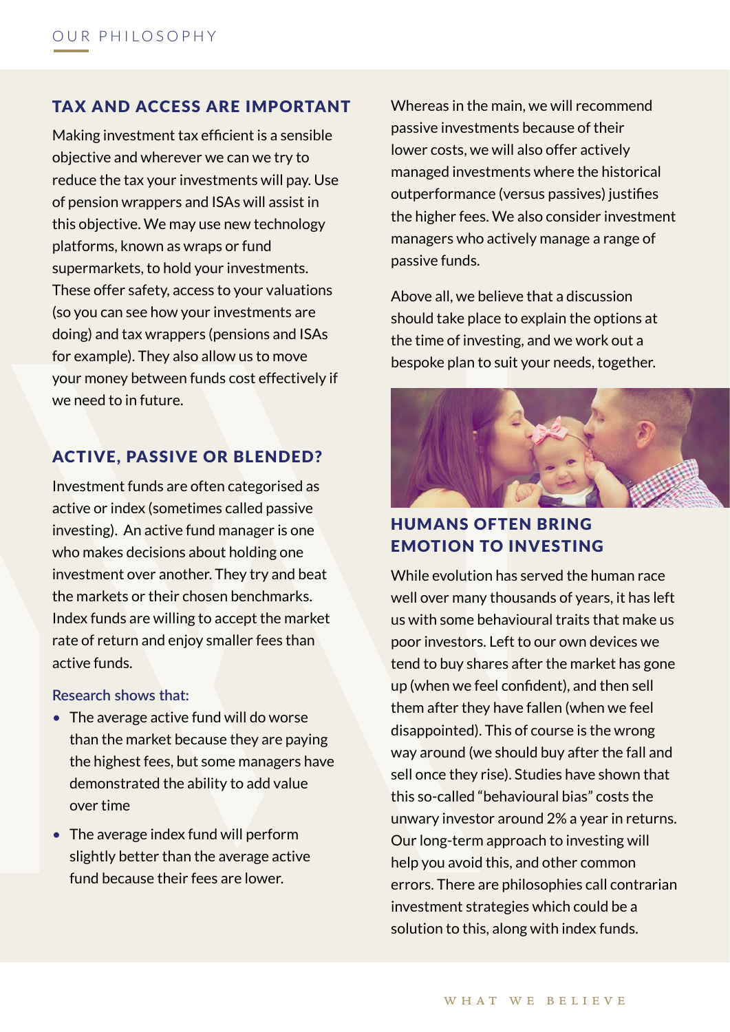## TAX AND ACCESS ARE IMPORTANT

Making investment tax efficient is a sensible objective and wherever we can we try to reduce the tax your investments will pay. Use of pension wrappers and ISAs will assist in this objective. We may use new technology platforms, known as wraps or fund supermarkets, to hold your investments. These offer safety, access to your valuations (so you can see how your investments are doing) and tax wrappers (pensions and ISAs for example). They also allow us to move your money between funds cost effectively if we need to in future.

## ACTIVE, PASSIVE OR BLENDED?

Investment funds are often categorised as active or index (sometimes called passive investing). An active fund manager is one who makes decisions about holding one investment over another. They try and beat the markets or their chosen benchmarks. Index funds are willing to accept the market rate of return and enjoy smaller fees than active funds.

### Research shows that:

- The average active fund will do worse than the market because they are paying the highest fees, but some managers have demonstrated the ability to add value over time
- The average index fund will perform slightly better than the average active fund because their fees are lower.

Whereas in the main, we will recommend passive investments because of their lower costs, we will also offer actively managed investments where the historical outperformance (versus passives) justifies the higher fees. We also consider investment managers who actively manage a range of passive funds.

Above all, we believe that a discussion should take place to explain the options at the time of investing, and we work out a bespoke plan to suit your needs, together.

## HUMANS OFTEN BRING EMOTION TO INVESTING

While evolution has served the human race well over many thousands of years, it has left us with some behavioural traits that make us poor investors. Left to our own devices we tend to buy shares after the market has gone up (when we feel confident), and then sell them after they have fallen (when we feel disappointed). This of course is the wrong way around (we should buy after the fall and sell once they rise). Studies have shown that this so-called "behavioural bias" costs the unwary investor around 2% a year in returns. Our long-term approach to investing will help you avoid this, and other common errors. There are philosophies call contrarian investment strategies which could be a solution to this, along with index funds.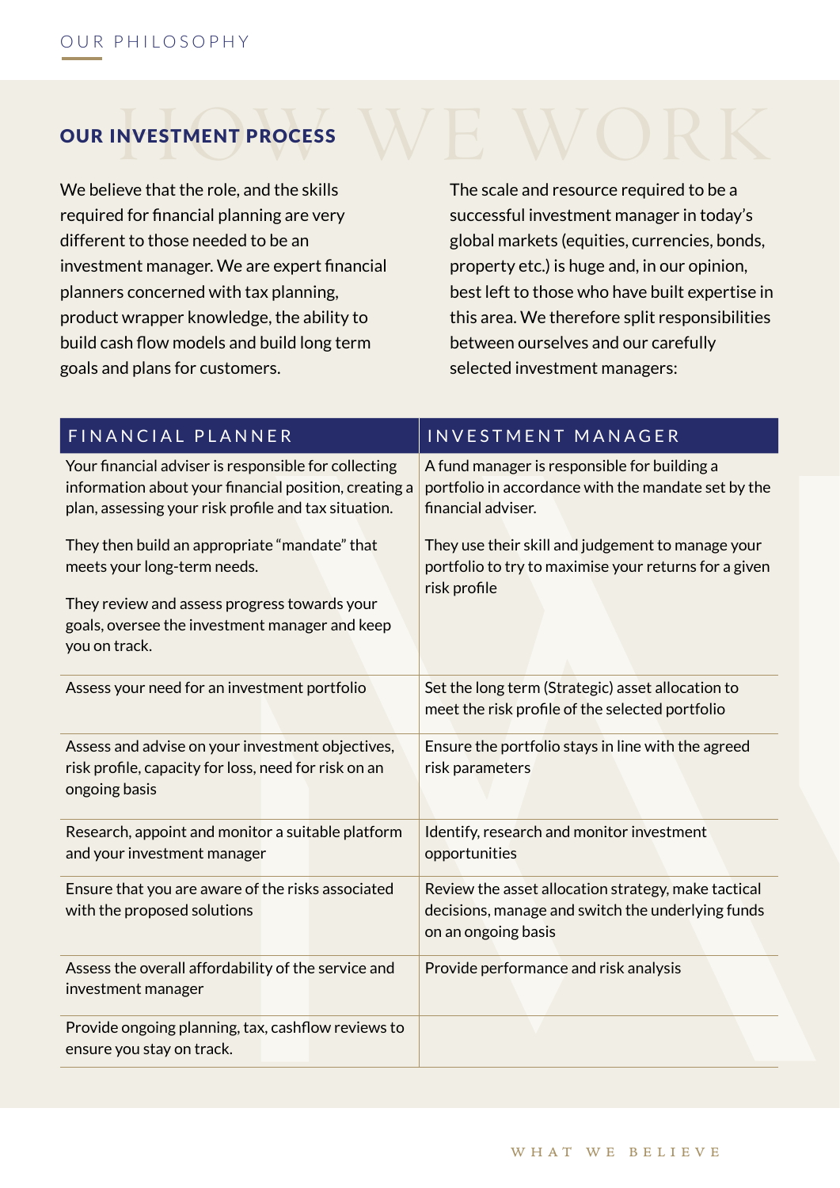## OUR INVESTMENT PROCESS

We believe that the role, and the skills required for financial planning are very different to those needed to be an investment manager. We are expert financial planners concerned with tax planning, product wrapper knowledge, the ability to build cash flow models and build long term goals and plans for customers.

The scale and resource required to be a successful investment manager in today's global markets (equities, currencies, bonds, property etc.) is huge and, in our opinion, best left to those who have built expertise in this area. We therefore split responsibilities between ourselves and our carefully selected investment managers:

| FINANCIAL PLANNER | INVESTMENT MANAGER |
|---|---|
| Your financial adviser is responsible for collecting information about your financial position, creating a plan, assessing your risk profile and tax situation.<br><br>They then build an appropriate "mandate" that meets your long-term needs.<br><br>They review and assess progress towards your goals, oversee the investment manager and keep you on track. | A fund manager is responsible for building a portfolio in accordance with the mandate set by the financial adviser.<br><br>They use their skill and judgement to manage your portfolio to try to maximise your returns for a given risk profile |
| Assess your need for an investment portfolio | Set the long term (Strategic) asset allocation to meet the risk profile of the selected portfolio |
| Assess and advise on your investment objectives, risk profile, capacity for loss, need for risk on an ongoing basis | Ensure the portfolio stays in line with the agreed risk parameters |
| Research, appoint and monitor a suitable platform and your investment manager | Identify, research and monitor investment opportunities |
| Ensure that you are aware of the risks associated with the proposed solutions | Review the asset allocation strategy, make tactical decisions, manage and switch the underlying funds on an ongoing basis |
| Assess the overall affordability of the service and investment manager | Provide performance and risk analysis |
| Provide ongoing planning, tax, cashflow reviews to ensure you stay on track. | |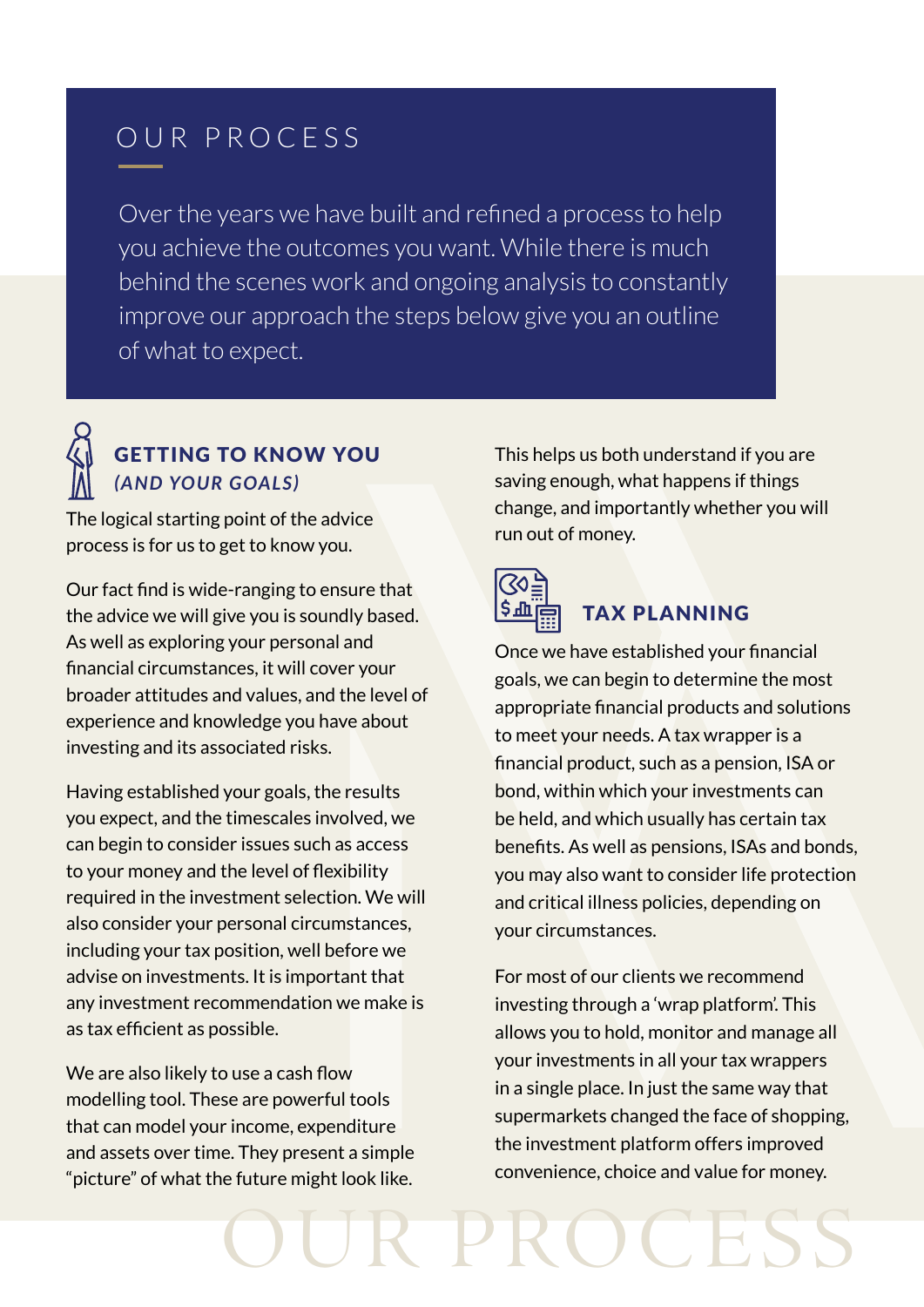# OUR PROCESS

Over the years we have built and refined a process to help you achieve the outcomes you want. While there is much behind the scenes work and ongoing analysis to constantly improve our approach the steps below give you an outline of what to expect.

## GETTING TO KNOW YOU *(AND YOUR GOALS)*

The logical starting point of the advice process is for us to get to know you.

Our fact find is wide-ranging to ensure that the advice we will give you is soundly based. As well as exploring your personal and financial circumstances, it will cover your broader attitudes and values, and the level of experience and knowledge you have about investing and its associated risks.

Having established your goals, the results you expect, and the timescales involved, we can begin to consider issues such as access to your money and the level of flexibility required in the investment selection. We will also consider your personal circumstances, including your tax position, well before we advise on investments. It is important that any investment recommendation we make is as tax efficient as possible.

We are also likely to use a cash flow modelling tool. These are powerful tools that can model your income, expenditure and assets over time. They present a simple "picture" of what the future might look like.

This helps us both understand if you are saving enough, what happens if things change, and importantly whether you will run out of money.

## TAX PLANNING

Once we have established your financial goals, we can begin to determine the most appropriate financial products and solutions to meet your needs. A tax wrapper is a financial product, such as a pension, ISA or bond, within which your investments can be held, and which usually has certain tax benefits. As well as pensions, ISAs and bonds, you may also want to consider life protection and critical illness policies, depending on your circumstances.

For most of our clients we recommend investing through a 'wrap platform'. This allows you to hold, monitor and manage all your investments in all your tax wrappers in a single place. In just the same way that supermarkets changed the face of shopping, the investment platform offers improved convenience, choice and value for money.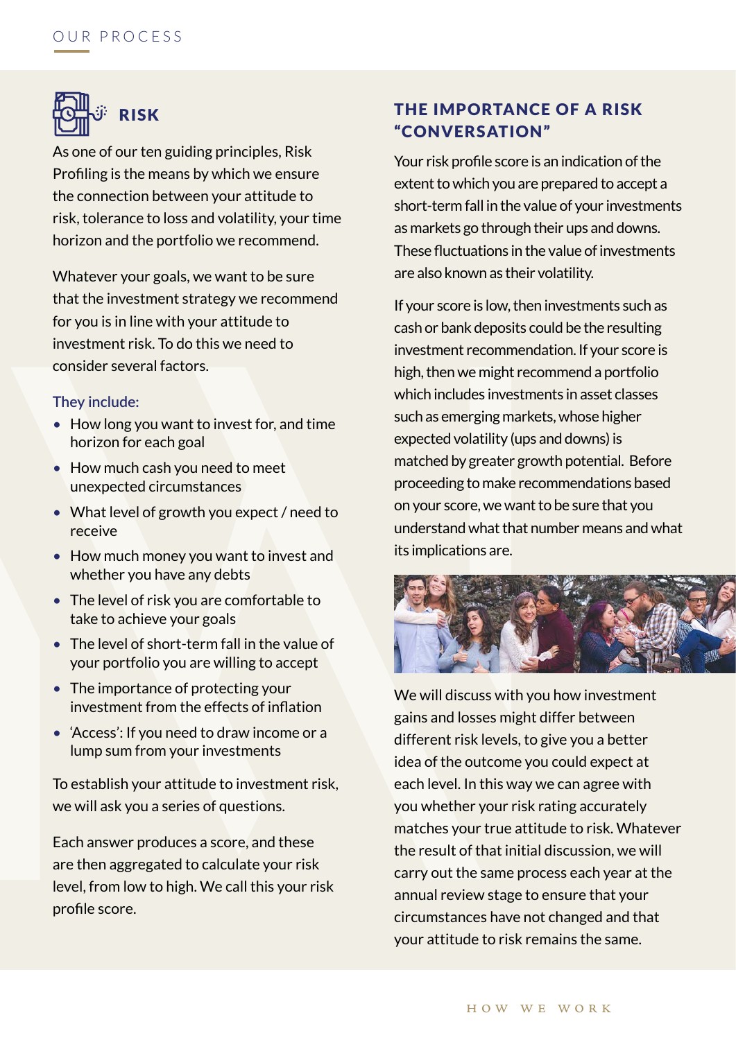## RISK

As one of our ten guiding principles, Risk Profiling is the means by which we ensure the connection between your attitude to risk, tolerance to loss and volatility, your time horizon and the portfolio we recommend.

Whatever your goals, we want to be sure that the investment strategy we recommend for you is in line with your attitude to investment risk. To do this we need to consider several factors.

### They include:

- How long you want to invest for, and time horizon for each goal
- How much cash you need to meet unexpected circumstances
- What level of growth you expect / need to receive
- How much money you want to invest and whether you have any debts
- The level of risk you are comfortable to take to achieve your goals
- The level of short-term fall in the value of your portfolio you are willing to accept
- The importance of protecting your investment from the effects of inflation
- 'Access': If you need to draw income or a lump sum from your investments

To establish your attitude to investment risk, we will ask you a series of questions.

Each answer produces a score, and these are then aggregated to calculate your risk level, from low to high. We call this your risk profile score.

## THE IMPORTANCE OF A RISK "CONVERSATION"

Your risk profile score is an indication of the extent to which you are prepared to accept a short-term fall in the value of your investments as markets go through their ups and downs. These fluctuations in the value of investments are also known as their volatility.

If your score is low, then investments such as cash or bank deposits could be the resulting investment recommendation. If your score is high, then we might recommend a portfolio which includes investments in asset classes such as emerging markets, whose higher expected volatility (ups and downs) is matched by greater growth potential. Before proceeding to make recommendations based on your score, we want to be sure that you understand what that number means and what its implications are.

We will discuss with you how investment gains and losses might differ between different risk levels, to give you a better idea of the outcome you could expect at each level. In this way we can agree with you whether your risk rating accurately matches your true attitude to risk. Whatever the result of that initial discussion, we will carry out the same process each year at the annual review stage to ensure that your circumstances have not changed and that your attitude to risk remains the same.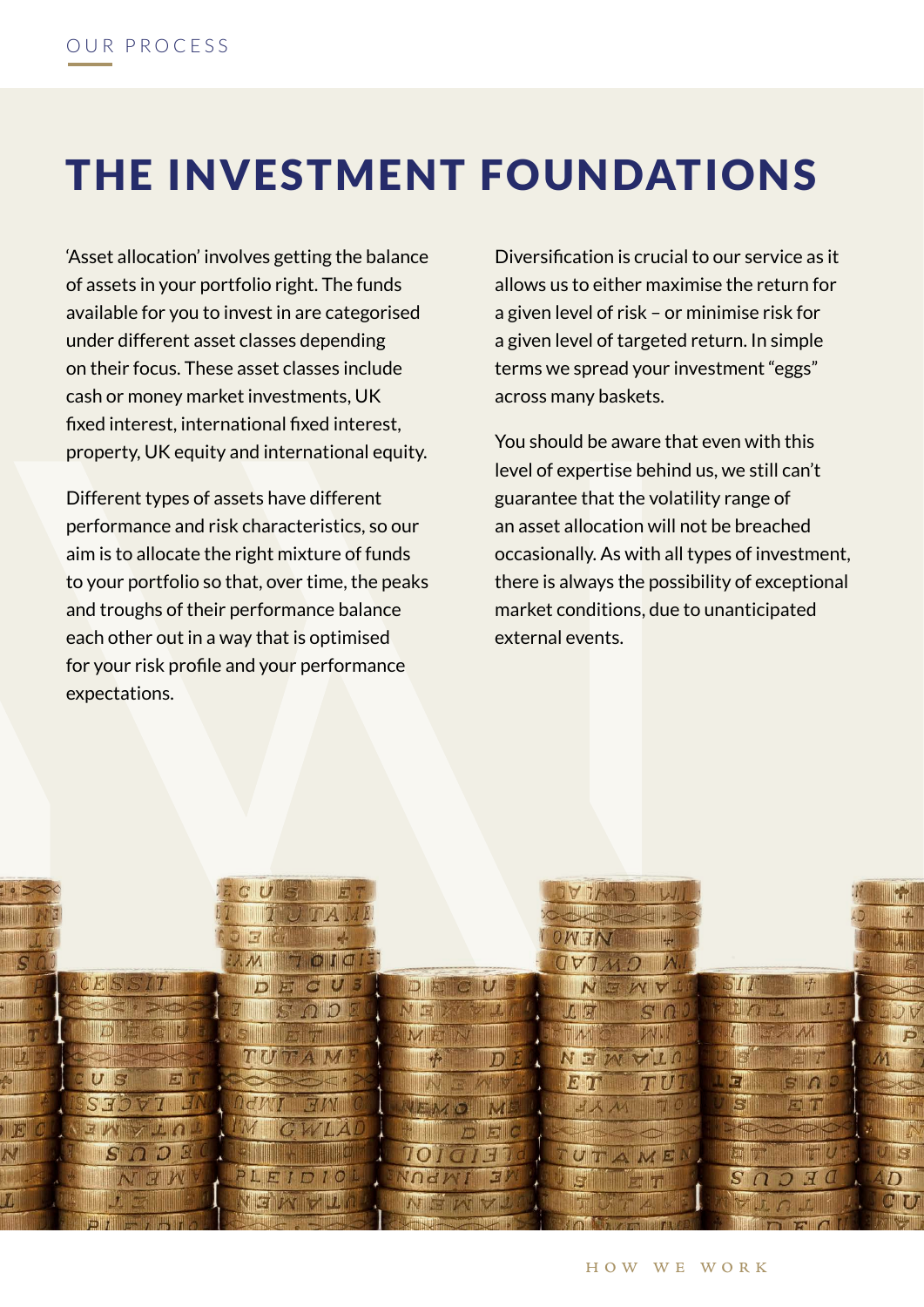OUR PROCESS

# THE INVESTMENT FOUNDATIONS

'Asset allocation' involves getting the balance of assets in your portfolio right. The funds available for you to invest in are categorised under different asset classes depending on their focus. These asset classes include cash or money market investments, UK fixed interest, international fixed interest, property, UK equity and international equity.

Different types of assets have different performance and risk characteristics, so our aim is to allocate the right mixture of funds to your portfolio so that, over time, the peaks and troughs of their performance balance each other out in a way that is optimised for your risk profile and your performance expectations.

Diversification is crucial to our service as it allows us to either maximise the return for a given level of risk – or minimise risk for a given level of targeted return. In simple terms we spread your investment "eggs" across many baskets.

You should be aware that even with this level of expertise behind us, we still can't guarantee that the volatility range of an asset allocation will not be breached occasionally. As with all types of investment, there is always the possibility of exceptional market conditions, due to unanticipated external events.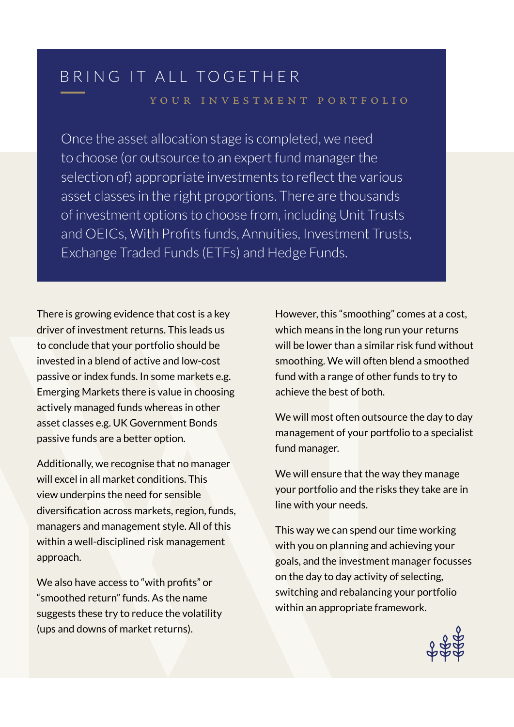# BRING IT ALL TOGETHER

## YOUR INVESTMENT PORTFOLIO

Once the asset allocation stage is completed, we need to choose (or outsource to an expert fund manager the selection of) appropriate investments to reflect the various asset classes in the right proportions. There are thousands of investment options to choose from, including Unit Trusts and OEICs, With Profits funds, Annuities, Investment Trusts, Exchange Traded Funds (ETFs) and Hedge Funds.

There is growing evidence that cost is a key driver of investment returns. This leads us to conclude that your portfolio should be invested in a blend of active and low-cost passive or index funds. In some markets e.g. Emerging Markets there is value in choosing actively managed funds whereas in other asset classes e.g. UK Government Bonds passive funds are a better option.

Additionally, we recognise that no manager will excel in all market conditions. This view underpins the need for sensible diversification across markets, region, funds, managers and management style. All of this within a well-disciplined risk management approach.

We also have access to "with profits" or "smoothed return" funds. As the name suggests these try to reduce the volatility (ups and downs of market returns).

However, this "smoothing" comes at a cost, which means in the long run your returns will be lower than a similar risk fund without smoothing. We will often blend a smoothed fund with a range of other funds to try to achieve the best of both.

We will most often outsource the day to day management of your portfolio to a specialist fund manager.

We will ensure that the way they manage your portfolio and the risks they take are in line with your needs.

This way we can spend our time working with you on planning and achieving your goals, and the investment manager focusses on the day to day activity of selecting, switching and rebalancing your portfolio within an appropriate framework.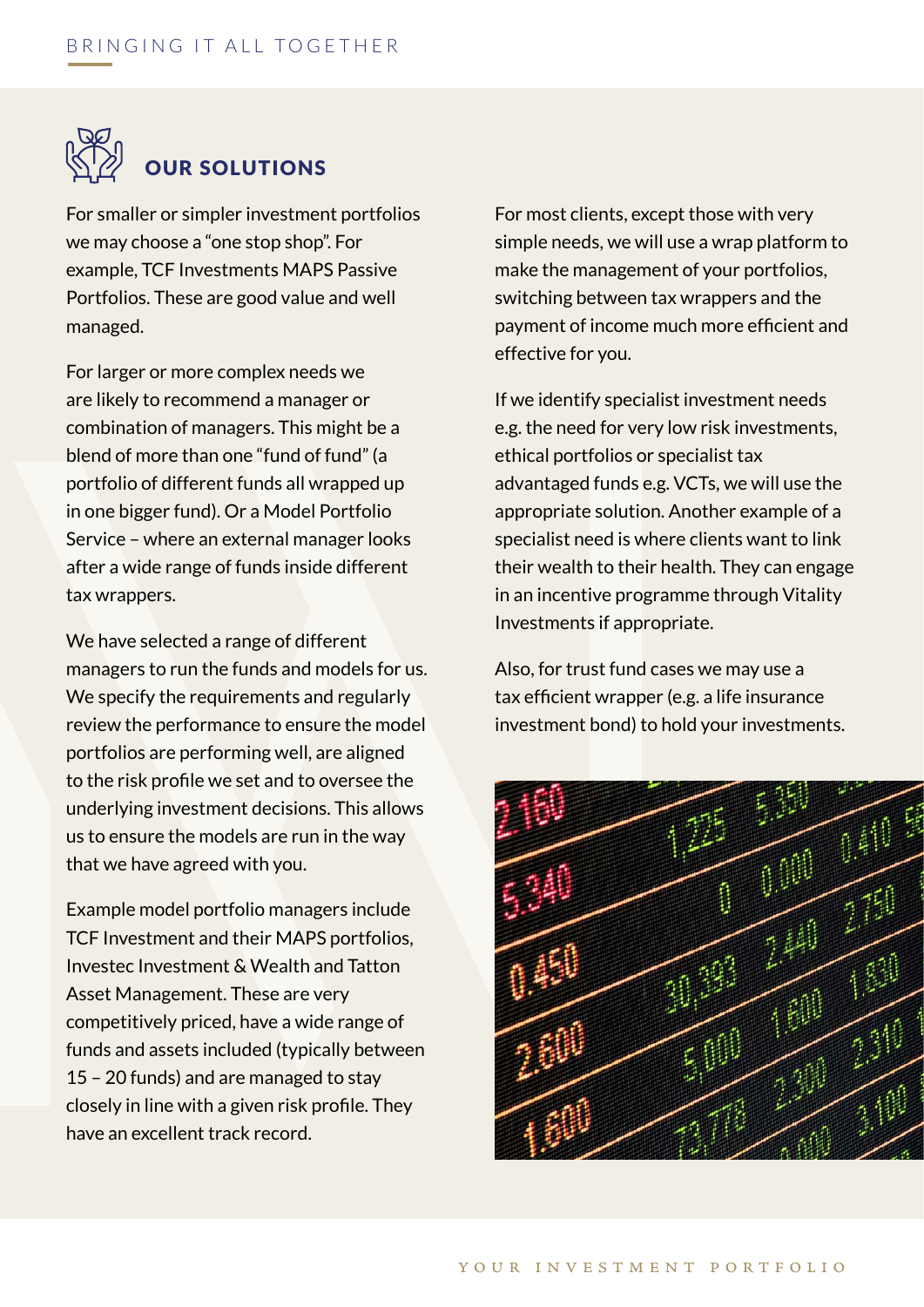## OUR SOLUTIONS

For smaller or simpler investment portfolios we may choose a "one stop shop". For example, TCF Investments MAPS Passive Portfolios. These are good value and well managed.

For larger or more complex needs we are likely to recommend a manager or combination of managers. This might be a blend of more than one "fund of fund" (a portfolio of different funds all wrapped up in one bigger fund). Or a Model Portfolio Service – where an external manager looks after a wide range of funds inside different tax wrappers.

We have selected a range of different managers to run the funds and models for us. We specify the requirements and regularly review the performance to ensure the model portfolios are performing well, are aligned to the risk profile we set and to oversee the underlying investment decisions. This allows us to ensure the models are run in the way that we have agreed with you.

Example model portfolio managers include TCF Investment and their MAPS portfolios, Investec Investment & Wealth and Tatton Asset Management. These are very competitively priced, have a wide range of funds and assets included (typically between 15 – 20 funds) and are managed to stay closely in line with a given risk profile. They have an excellent track record.

For most clients, except those with very simple needs, we will use a wrap platform to make the management of your portfolios, switching between tax wrappers and the payment of income much more efficient and effective for you.

If we identify specialist investment needs e.g. the need for very low risk investments, ethical portfolios or specialist tax advantaged funds e.g. VCTs, we will use the appropriate solution. Another example of a specialist need is where clients want to link their wealth to their health. They can engage in an incentive programme through Vitality Investments if appropriate.

Also, for trust fund cases we may use a tax efficient wrapper (e.g. a life insurance investment bond) to hold your investments.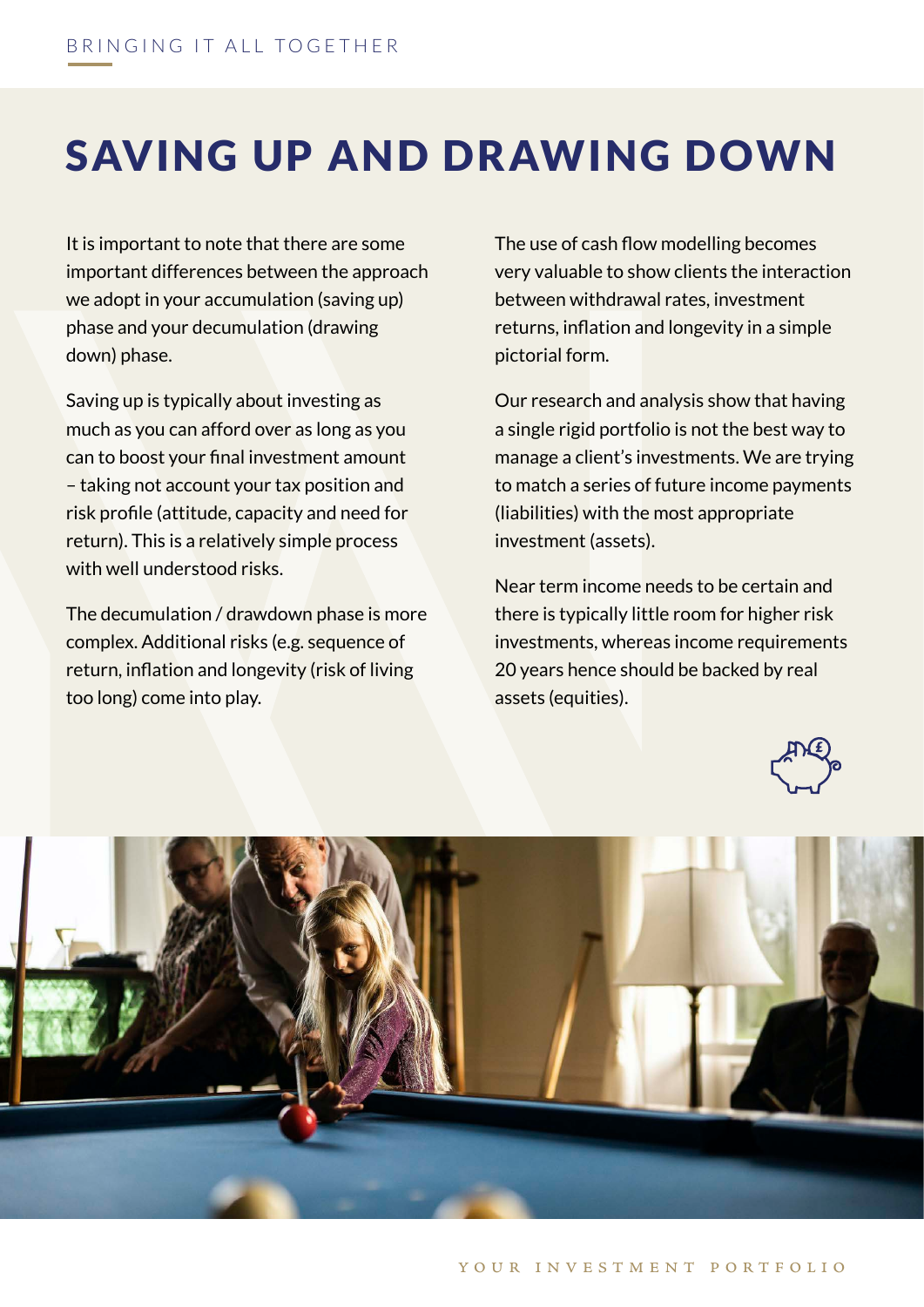# SAVING UP AND DRAWING DOWN

It is important to note that there are some important differences between the approach we adopt in your accumulation (saving up) phase and your decumulation (drawing down) phase.

Saving up is typically about investing as much as you can afford over as long as you can to boost your final investment amount – taking not account your tax position and risk profile (attitude, capacity and need for return). This is a relatively simple process with well understood risks.

The decumulation / drawdown phase is more complex. Additional risks (e.g. sequence of return, inflation and longevity (risk of living too long) come into play.

The use of cash flow modelling becomes very valuable to show clients the interaction between withdrawal rates, investment returns, inflation and longevity in a simple pictorial form.

Our research and analysis show that having a single rigid portfolio is not the best way to manage a client's investments. We are trying to match a series of future income payments (liabilities) with the most appropriate investment (assets).

Near term income needs to be certain and there is typically little room for higher risk investments, whereas income requirements 20 years hence should be backed by real assets (equities).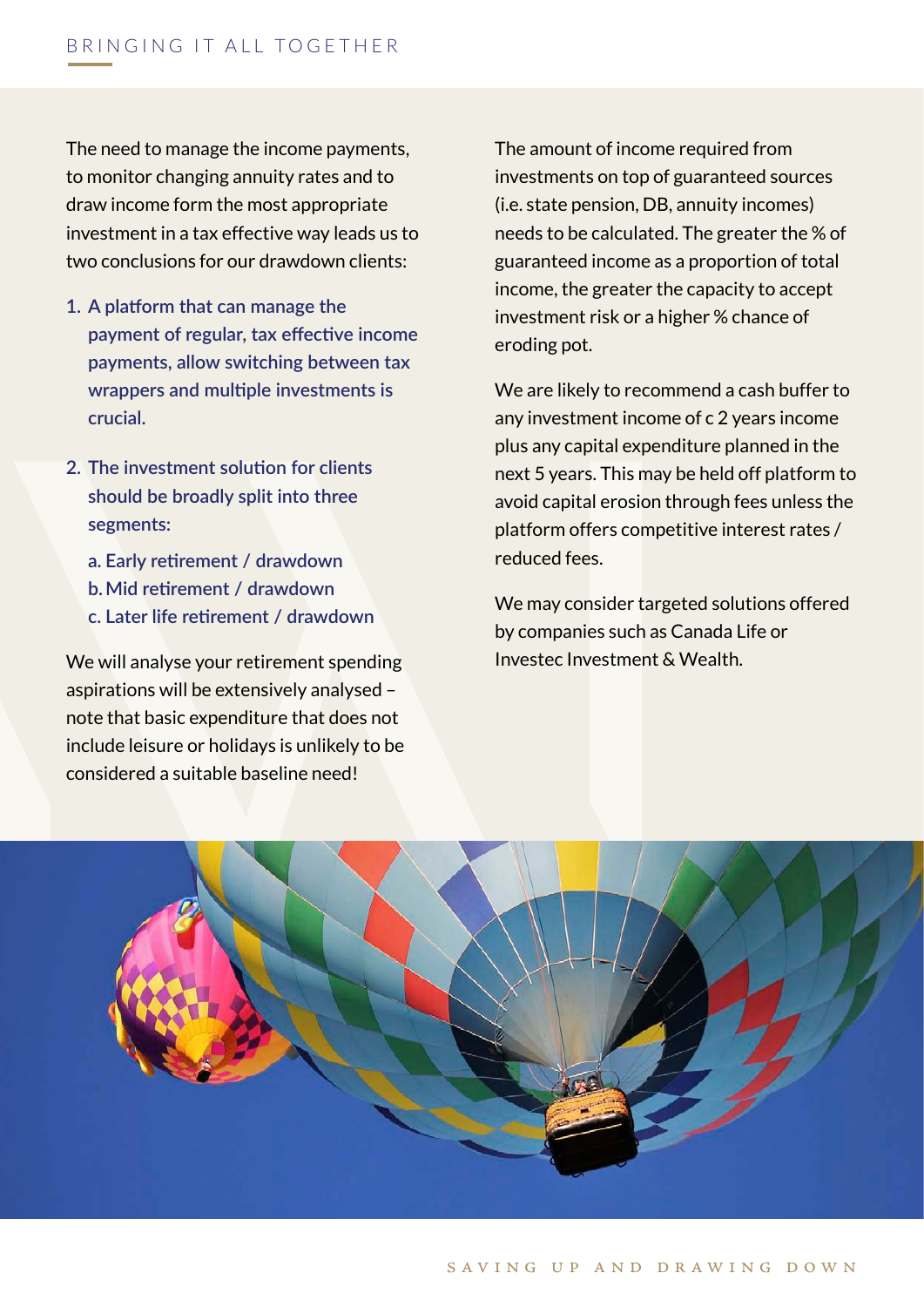## BRINGING IT ALL TOGETHER

The need to manage the income payments, to monitor changing annuity rates and to draw income form the most appropriate investment in a tax effective way leads us to two conclusions for our drawdown clients:

1. A platform that can manage the payment of regular, tax effective income payments, allow switching between tax wrappers and multiple investments is crucial.

2. The investment solution for clients should be broadly split into three segments:

   a. Early retirement / drawdown
   b. Mid retirement / drawdown
   c. Later life retirement / drawdown

We will analyse your retirement spending aspirations will be extensively analysed – note that basic expenditure that does not include leisure or holidays is unlikely to be considered a suitable baseline need!

The amount of income required from investments on top of guaranteed sources (i.e. state pension, DB, annuity incomes) needs to be calculated. The greater the % of guaranteed income as a proportion of total income, the greater the capacity to accept investment risk or a higher % chance of eroding pot.

We are likely to recommend a cash buffer to any investment income of c 2 years income plus any capital expenditure planned in the next 5 years. This may be held off platform to avoid capital erosion through fees unless the platform offers competitive interest rates / reduced fees.

We may consider targeted solutions offered by companies such as Canada Life or Investec Investment & Wealth.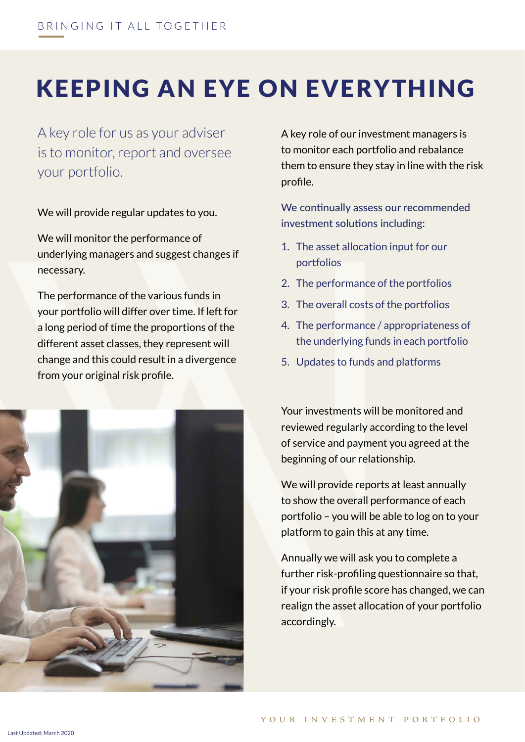# KEEPING AN EYE ON EVERYTHING

A key role for us as your adviser is to monitor, report and oversee your portfolio.

We will provide regular updates to you.

We will monitor the performance of underlying managers and suggest changes if necessary.

The performance of the various funds in your portfolio will differ over time. If left for a long period of time the proportions of the different asset classes, they represent will change and this could result in a divergence from your original risk profile.

A key role of our investment managers is to monitor each portfolio and rebalance them to ensure they stay in line with the risk profile.

We continually assess our recommended investment solutions including:

1. The asset allocation input for our portfolios
2. The performance of the portfolios
3. The overall costs of the portfolios
4. The performance / appropriateness of the underlying funds in each portfolio
5. Updates to funds and platforms

Your investments will be monitored and reviewed regularly according to the level of service and payment you agreed at the beginning of our relationship.

We will provide reports at least annually to show the overall performance of each portfolio – you will be able to log on to your platform to gain this at any time.

Annually we will ask you to complete a further risk-profiling questionnaire so that, if your risk profile score has changed, we can realign the asset allocation of your portfolio accordingly.

Last Updated: March 2020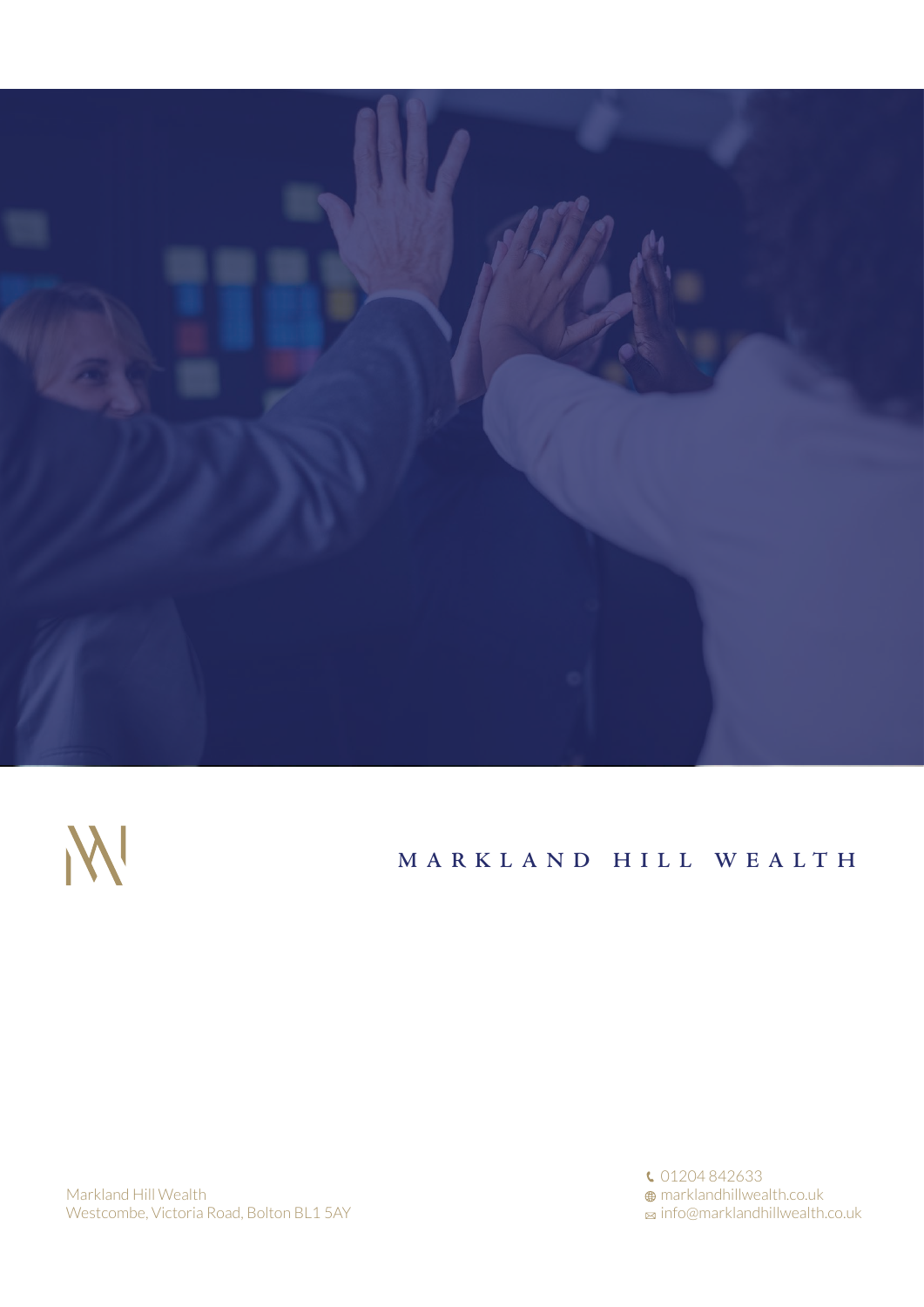MARKLAND HILL WEALTH

Markland Hill Wealth
Westcombe, Victoria Road, Bolton BL1 5AY

01204 842633
marklandhillwealth.co.uk
info@marklandhillwealth.co.uk